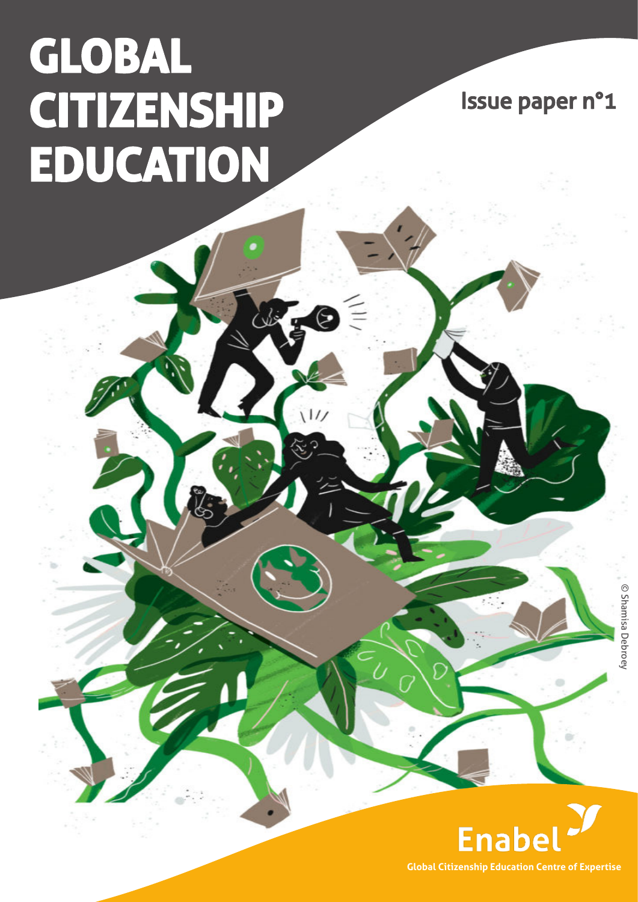# GLOBAL CITIZENSHIP EDUCATION

Issue paper n°1

© Shamisa Debroey

Enabel

Global Citizenship Education Centre of Expertise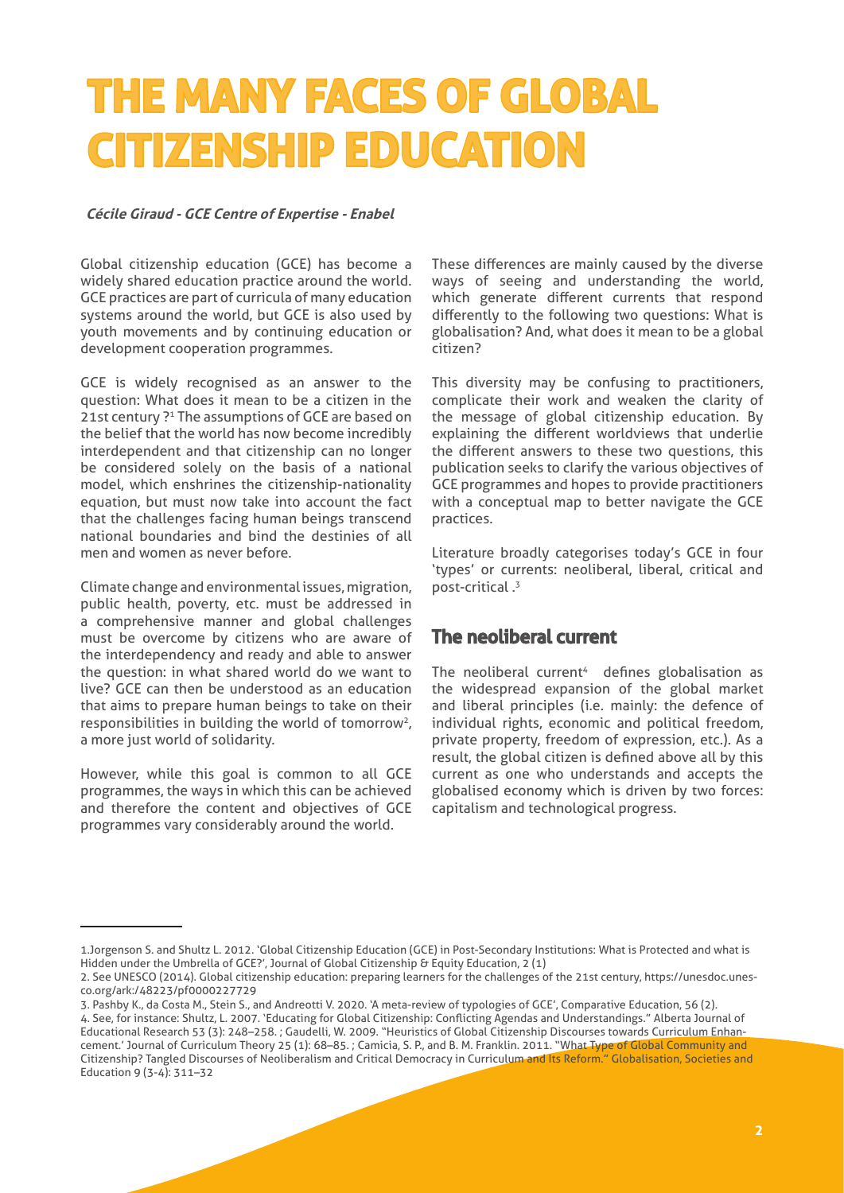# THE MANY FACES OF GLOBAL CITIZENSHIP EDUCATION

***Cécile Giraud - GCE Centre of Expertise - Enabel***

Global citizenship education (GCE) has become a widely shared education practice around the world. GCE practices are part of curricula of many education systems around the world, but GCE is also used by youth movements and by continuing education or development cooperation programmes.

GCE is widely recognised as an answer to the question: What does it mean to be a citizen in the 21st century ?[1] The assumptions of GCE are based on the belief that the world has now become incredibly interdependent and that citizenship can no longer be considered solely on the basis of a national model, which enshrines the citizenship-nationality equation, but must now take into account the fact that the challenges facing human beings transcend national boundaries and bind the destinies of all men and women as never before.

Climate change and environmental issues, migration, public health, poverty, etc. must be addressed in a comprehensive manner and global challenges must be overcome by citizens who are aware of the interdependency and ready and able to answer the question: in what shared world do we want to live? GCE can then be understood as an education that aims to prepare human beings to take on their responsibilities in building the world of tomorrow[2], a more just world of solidarity.

However, while this goal is common to all GCE programmes, the ways in which this can be achieved and therefore the content and objectives of GCE programmes vary considerably around the world.

These differences are mainly caused by the diverse ways of seeing and understanding the world, which generate different currents that respond differently to the following two questions: What is globalisation? And, what does it mean to be a global citizen?

This diversity may be confusing to practitioners, complicate their work and weaken the clarity of the message of global citizenship education. By explaining the different worldviews that underlie the different answers to these two questions, this publication seeks to clarify the various objectives of GCE programmes and hopes to provide practitioners with a conceptual map to better navigate the GCE practices.

Literature broadly categorises today's GCE in four 'types' or currents: neoliberal, liberal, critical and post-critical .[3]

## The neoliberal current

The neoliberal current[4] defines globalisation as the widespread expansion of the global market and liberal principles (i.e. mainly: the defence of individual rights, economic and political freedom, private property, freedom of expression, etc.). As a result, the global citizen is defined above all by this current as one who understands and accepts the globalised economy which is driven by two forces: capitalism and technological progress.

---

1. Jorgenson S. and Shultz L. 2012. 'Global Citizenship Education (GCE) in Post-Secondary Institutions: What is Protected and what is Hidden under the Umbrella of GCE?', Journal of Global Citizenship & Equity Education, 2 (1)
2. See UNESCO (2014). Global citizenship education: preparing learners for the challenges of the 21st century, https://unesdoc.unesco.org/ark:/48223/pf0000227729
3. Pashby K., da Costa M., Stein S., and Andreotti V. 2020. 'A meta-review of typologies of GCE', Comparative Education, 56 (2).
4. See, for instance: Shultz, L. 2007. 'Educating for Global Citizenship: Conflicting Agendas and Understandings." Alberta Journal of Educational Research 53 (3): 248–258. ; Gaudelli, W. 2009. "Heuristics of Global Citizenship Discourses towards Curriculum Enhancement.' Journal of Curriculum Theory 25 (1): 68–85. ; Camicia, S. P., and B. M. Franklin. 2011. "What Type of Global Community and Citizenship? Tangled Discourses of Neoliberalism and Critical Democracy in Curriculum and Its Reform." Globalisation, Societies and Education 9 (3-4): 311–32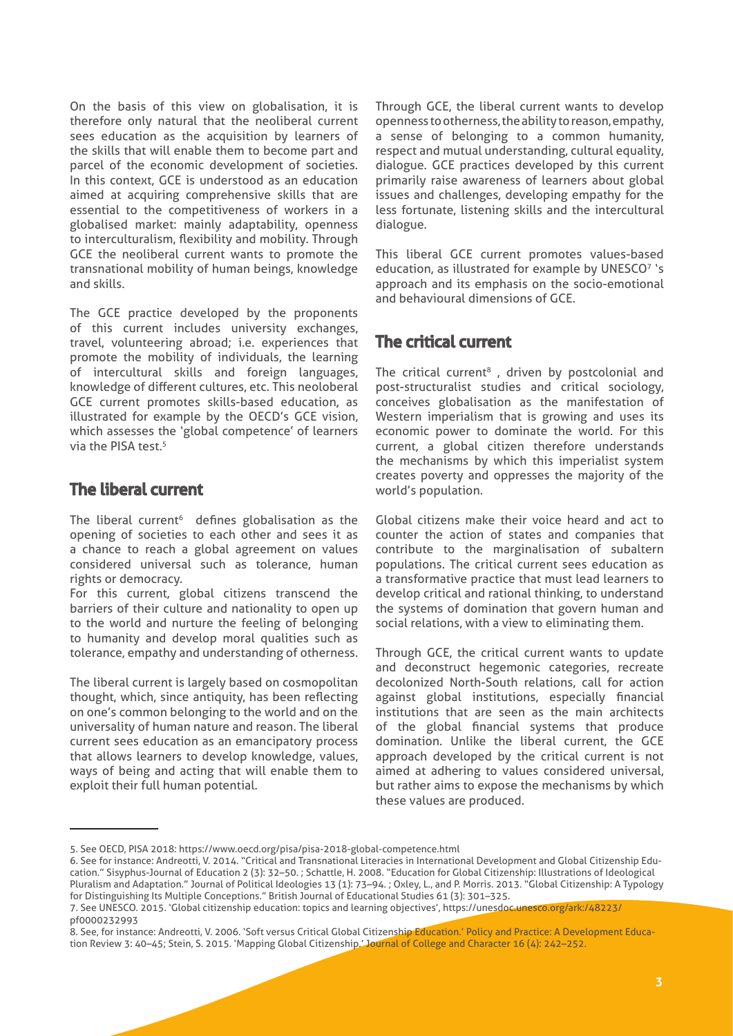On the basis of this view on globalisation, it is therefore only natural that the neoliberal current sees education as the acquisition by learners of the skills that will enable them to become part and parcel of the economic development of societies. In this context, GCE is understood as an education aimed at acquiring comprehensive skills that are essential to the competitiveness of workers in a globalised market: mainly adaptability, openness to interculturalism, flexibility and mobility. Through GCE the neoliberal current wants to promote the transnational mobility of human beings, knowledge and skills.

The GCE practice developed by the proponents of this current includes university exchanges, travel, volunteering abroad; i.e. experiences that promote the mobility of individuals, the learning of intercultural skills and foreign languages, knowledge of different cultures, etc. This neoloberal GCE current promotes skills-based education, as illustrated for example by the OECD's GCE vision, which assesses the 'global competence' of learners via the PISA test.[5]

## The liberal current

The liberal current[6] defines globalisation as the opening of societies to each other and sees it as a chance to reach a global agreement on values considered universal such as tolerance, human rights or democracy.

For this current, global citizens transcend the barriers of their culture and nationality to open up to the world and nurture the feeling of belonging to humanity and develop moral qualities such as tolerance, empathy and understanding of otherness.

The liberal current is largely based on cosmopolitan thought, which, since antiquity, has been reflecting on one's common belonging to the world and on the universality of human nature and reason. The liberal current sees education as an emancipatory process that allows learners to develop knowledge, values, ways of being and acting that will enable them to exploit their full human potential.

Through GCE, the liberal current wants to develop openness to otherness, the ability to reason, empathy, a sense of belonging to a common humanity, respect and mutual understanding, cultural equality, dialogue. GCE practices developed by this current primarily raise awareness of learners about global issues and challenges, developing empathy for the less fortunate, listening skills and the intercultural dialogue.

This liberal GCE current promotes values-based education, as illustrated for example by UNESCO[7] 's approach and its emphasis on the socio-emotional and behavioural dimensions of GCE.

## The critical current

The critical current[8] , driven by postcolonial and post-structuralist studies and critical sociology, conceives globalisation as the manifestation of Western imperialism that is growing and uses its economic power to dominate the world. For this current, a global citizen therefore understands the mechanisms by which this imperialist system creates poverty and oppresses the majority of the world's population.

Global citizens make their voice heard and act to counter the action of states and companies that contribute to the marginalisation of subaltern populations. The critical current sees education as a transformative practice that must lead learners to develop critical and rational thinking, to understand the systems of domination that govern human and social relations, with a view to eliminating them.

Through GCE, the critical current wants to update and deconstruct hegemonic categories, recreate decolonized North-South relations, call for action against global institutions, especially financial institutions that are seen as the main architects of the global financial systems that produce domination. Unlike the liberal current, the GCE approach developed by the critical current is not aimed at adhering to values considered universal, but rather aims to expose the mechanisms by which these values are produced.

---

5. See OECD, PISA 2018: https://www.oecd.org/pisa/pisa-2018-global-competence.html
6. See for instance: Andreotti, V. 2014. "Critical and Transnational Literacies in International Development and Global Citizenship Education." Sisyphus-Journal of Education 2 (3): 32–50. ; Schattle, H. 2008. "Education for Global Citizenship: Illustrations of Ideological Pluralism and Adaptation." Journal of Political Ideologies 13 (1): 73–94. ; Oxley, L., and P. Morris. 2013. "Global Citizenship: A Typology for Distinguishing Its Multiple Conceptions." British Journal of Educational Studies 61 (3): 301–325.
7. See UNESCO. 2015. 'Global citizenship education: topics and learning objectives', https://unesdoc.unesco.org/ark:/48223/pf0000232993
8. See, for instance: Andreotti, V. 2006. 'Soft versus Critical Global Citizenship Education.' Policy and Practice: A Development Education Review 3: 40–45; Stein, S. 2015. 'Mapping Global Citizenship.' Journal of College and Character 16 (4): 242–252.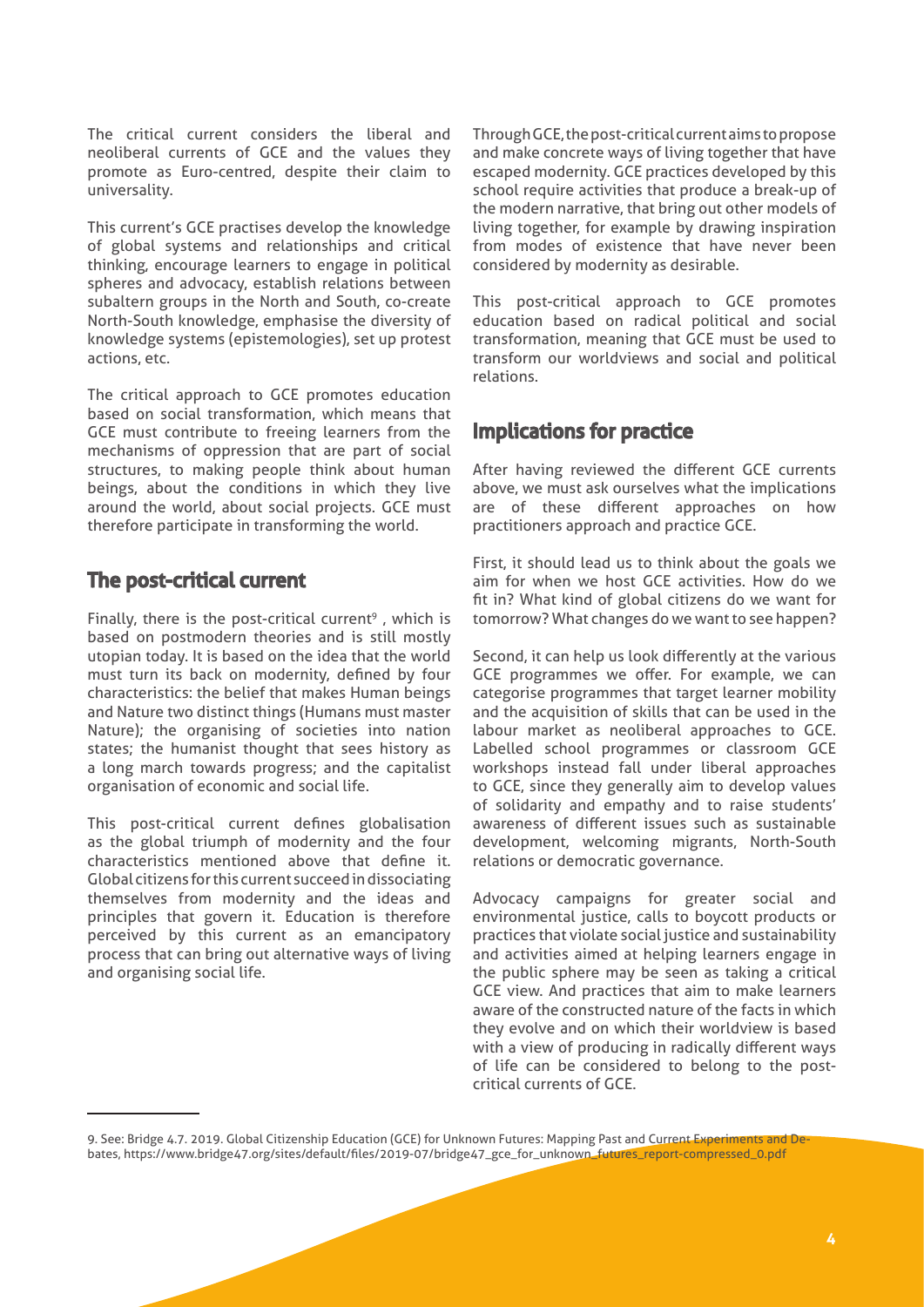The critical current considers the liberal and neoliberal currents of GCE and the values they promote as Euro-centred, despite their claim to universality.

This current's GCE practises develop the knowledge of global systems and relationships and critical thinking, encourage learners to engage in political spheres and advocacy, establish relations between subaltern groups in the North and South, co-create North-South knowledge, emphasise the diversity of knowledge systems (epistemologies), set up protest actions, etc.

The critical approach to GCE promotes education based on social transformation, which means that GCE must contribute to freeing learners from the mechanisms of oppression that are part of social structures, to making people think about human beings, about the conditions in which they live around the world, about social projects. GCE must therefore participate in transforming the world.

## The post-critical current

Finally, there is the post-critical current[9] , which is based on postmodern theories and is still mostly utopian today. It is based on the idea that the world must turn its back on modernity, defined by four characteristics: the belief that makes Human beings and Nature two distinct things (Humans must master Nature); the organising of societies into nation states; the humanist thought that sees history as a long march towards progress; and the capitalist organisation of economic and social life.

This post-critical current defines globalisation as the global triumph of modernity and the four characteristics mentioned above that define it. Global citizens for this current succeed in dissociating themselves from modernity and the ideas and principles that govern it. Education is therefore perceived by this current as an emancipatory process that can bring out alternative ways of living and organising social life.

Through GCE, the post-critical current aims to propose and make concrete ways of living together that have escaped modernity. GCE practices developed by this school require activities that produce a break-up of the modern narrative, that bring out other models of living together, for example by drawing inspiration from modes of existence that have never been considered by modernity as desirable.

This post-critical approach to GCE promotes education based on radical political and social transformation, meaning that GCE must be used to transform our worldviews and social and political relations.

## Implications for practice

After having reviewed the different GCE currents above, we must ask ourselves what the implications are of these different approaches on how practitioners approach and practice GCE.

First, it should lead us to think about the goals we aim for when we host GCE activities. How do we fit in? What kind of global citizens do we want for tomorrow? What changes do we want to see happen?

Second, it can help us look differently at the various GCE programmes we offer. For example, we can categorise programmes that target learner mobility and the acquisition of skills that can be used in the labour market as neoliberal approaches to GCE. Labelled school programmes or classroom GCE workshops instead fall under liberal approaches to GCE, since they generally aim to develop values of solidarity and empathy and to raise students' awareness of different issues such as sustainable development, welcoming migrants, North-South relations or democratic governance.

Advocacy campaigns for greater social and environmental justice, calls to boycott products or practices that violate social justice and sustainability and activities aimed at helping learners engage in the public sphere may be seen as taking a critical GCE view. And practices that aim to make learners aware of the constructed nature of the facts in which they evolve and on which their worldview is based with a view of producing in radically different ways of life can be considered to belong to the post-critical currents of GCE.

---

9. See: Bridge 4.7. 2019. Global Citizenship Education (GCE) for Unknown Futures: Mapping Past and Current Experiments and Debates, https://www.bridge47.org/sites/default/files/2019-07/bridge47_gce_for_unknown_futures_report-compressed_0.pdf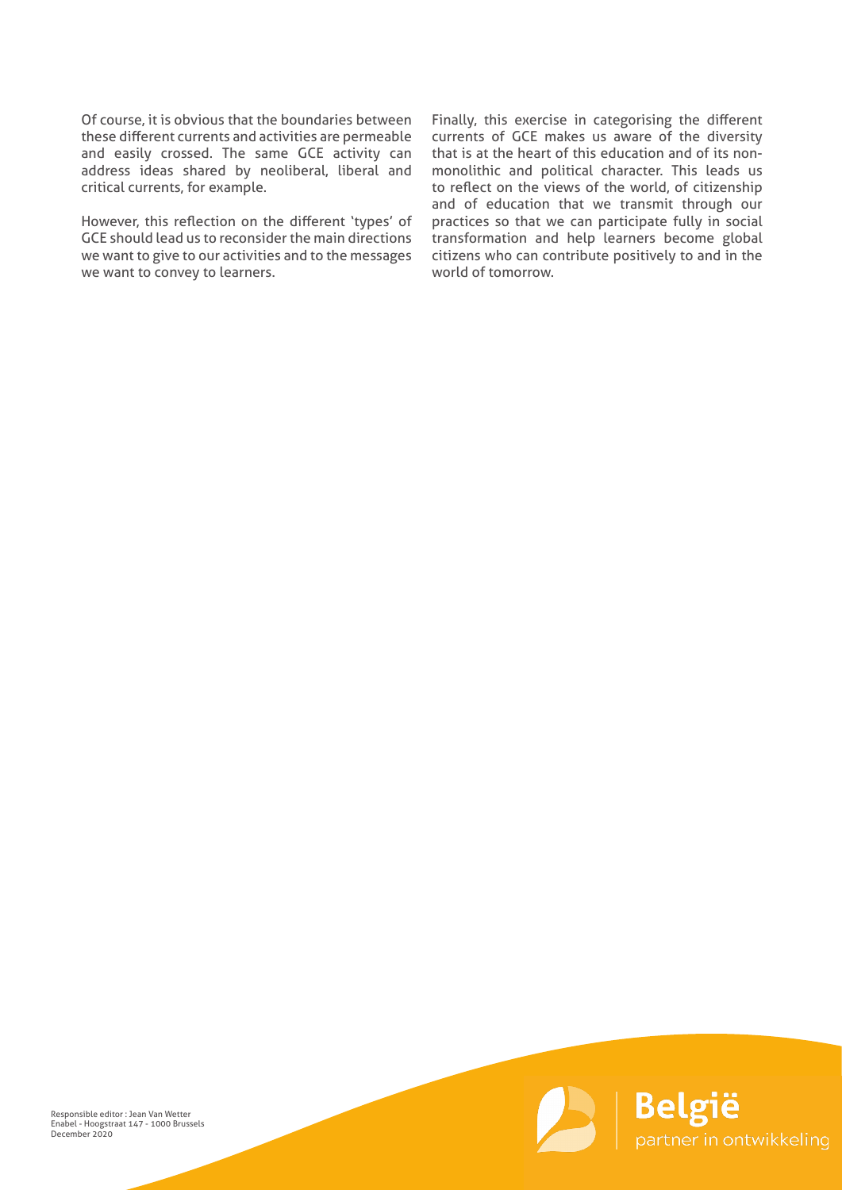Of course, it is obvious that the boundaries between these different currents and activities are permeable and easily crossed. The same GCE activity can address ideas shared by neoliberal, liberal and critical currents, for example.

However, this reflection on the different 'types' of GCE should lead us to reconsider the main directions we want to give to our activities and to the messages we want to convey to learners.

Finally, this exercise in categorising the different currents of GCE makes us aware of the diversity that is at the heart of this education and of its non-monolithic and political character. This leads us to reflect on the views of the world, of citizenship and of education that we transmit through our practices so that we can participate fully in social transformation and help learners become global citizens who can contribute positively to and in the world of tomorrow.

Responsible editor : Jean Van Wetter
Enabel - Hoogstraat 147 - 1000 Brussels
December 2020

België
partner in ontwikkeling